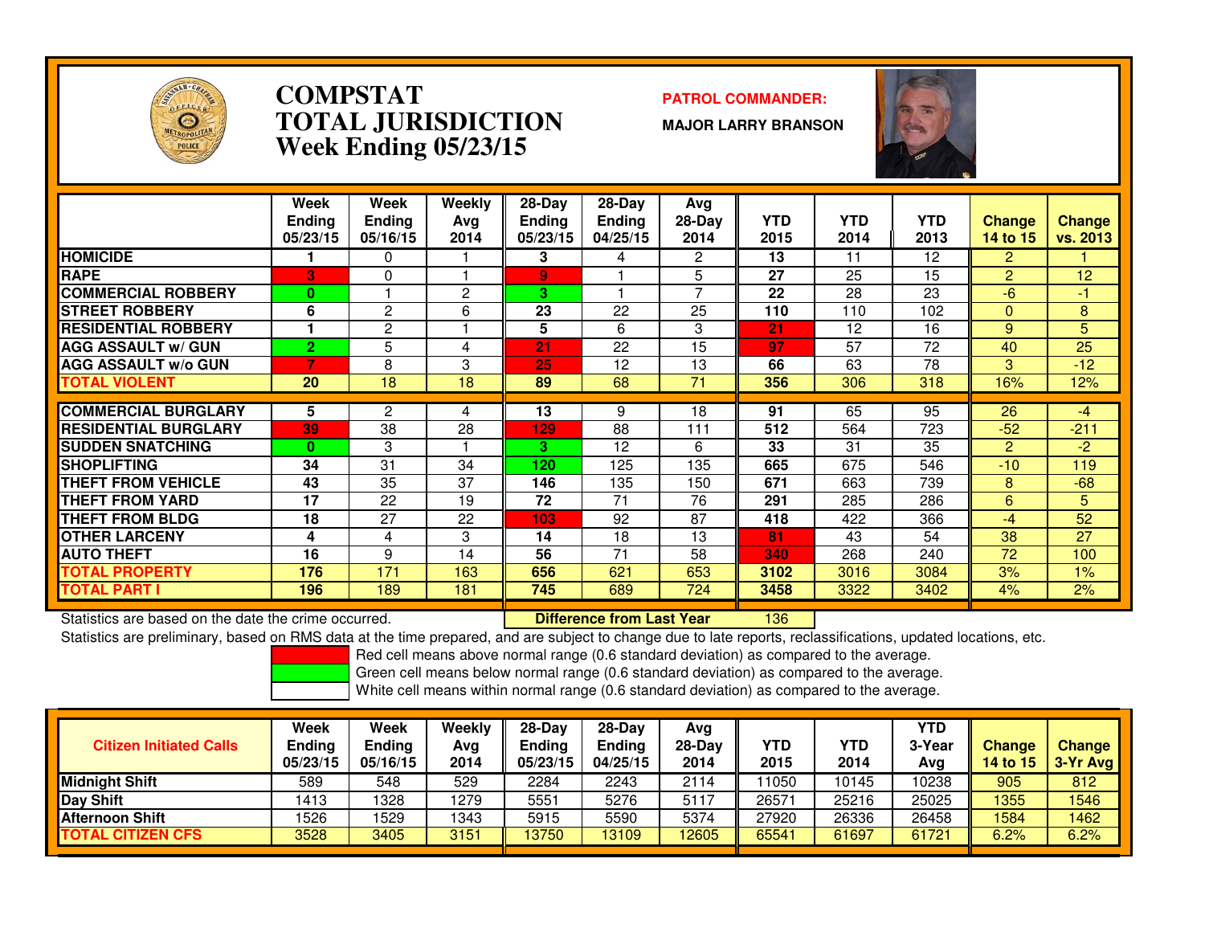# COMPSTAT
# TOTAL JURISDICTION
## Week Ending 05/23/15

**PATROL COMMANDER:**

**MAJOR LARRY BRANSON**

| | Week Ending 05/23/15 | Week Ending 05/16/15 | Weekly Avg 2014 | 28-Day Ending 05/23/15 | 28-Day Ending 04/25/15 | Avg 28-Day 2014 | YTD 2015 | YTD 2014 | YTD 2013 | Change 14 to 15 | Change vs. 2013 |
|---|---|---|---|---|---|---|---|---|---|---|---|
| HOMICIDE | 1 | 0 | 1 | 3 | 4 | 2 | 13 | 11 | 12 | 2 | 1 |
| RAPE | 3 | 0 | 1 | 9 | 1 | 5 | 27 | 25 | 15 | 2 | 12 |
| COMMERCIAL ROBBERY | 0 | 1 | 2 | 3 | 1 | 7 | 22 | 28 | 23 | -6 | -1 |
| STREET ROBBERY | 6 | 2 | 6 | 23 | 22 | 25 | 110 | 110 | 102 | 0 | 8 |
| RESIDENTIAL ROBBERY | 1 | 2 | 1 | 5 | 6 | 3 | 21 | 12 | 16 | 9 | 5 |
| AGG ASSAULT w/ GUN | 2 | 5 | 4 | 21 | 22 | 15 | 97 | 57 | 72 | 40 | 25 |
| AGG ASSAULT w/o GUN | 7 | 8 | 3 | 25 | 12 | 13 | 66 | 63 | 78 | 3 | -12 |
| TOTAL VIOLENT | 20 | 18 | 18 | 89 | 68 | 71 | 356 | 306 | 318 | 16% | 12% |
| COMMERCIAL BURGLARY | 5 | 2 | 4 | 13 | 9 | 18 | 91 | 65 | 95 | 26 | -4 |
| RESIDENTIAL BURGLARY | 39 | 38 | 28 | 129 | 88 | 111 | 512 | 564 | 723 | -52 | -211 |
| SUDDEN SNATCHING | 0 | 3 | 1 | 3 | 12 | 6 | 33 | 31 | 35 | 2 | -2 |
| SHOPLIFTING | 34 | 31 | 34 | 120 | 125 | 135 | 665 | 675 | 546 | -10 | 119 |
| THEFT FROM VEHICLE | 43 | 35 | 37 | 146 | 135 | 150 | 671 | 663 | 739 | 8 | -68 |
| THEFT FROM YARD | 17 | 22 | 19 | 72 | 71 | 76 | 291 | 285 | 286 | 6 | 5 |
| THEFT FROM BLDG | 18 | 27 | 22 | 103 | 92 | 87 | 418 | 422 | 366 | -4 | 52 |
| OTHER LARCENY | 4 | 4 | 3 | 14 | 18 | 13 | 81 | 43 | 54 | 38 | 27 |
| AUTO THEFT | 16 | 9 | 14 | 56 | 71 | 58 | 340 | 268 | 240 | 72 | 100 |
| TOTAL PROPERTY | 176 | 171 | 163 | 656 | 621 | 653 | 3102 | 3016 | 3084 | 3% | 1% |
| TOTAL PART I | 196 | 189 | 181 | 745 | 689 | 724 | 3458 | 3322 | 3402 | 4% | 2% |

Statistics are based on the date the crime occurred. **Difference from Last Year** 136

Statistics are preliminary, based on RMS data at the time prepared, and are subject to change due to late reports, reclassifications, updated locations, etc.

Red cell means above normal range (0.6 standard deviation) as compared to the average.
Green cell means below normal range (0.6 standard deviation) as compared to the average.
White cell means within normal range (0.6 standard deviation) as compared to the average.

| Citizen Initiated Calls | Week Ending 05/23/15 | Week Ending 05/16/15 | Weekly Avg 2014 | 28-Day Ending 05/23/15 | 28-Day Ending 04/25/15 | Avg 28-Day 2014 | YTD 2015 | YTD 2014 | YTD 3-Year Avg | Change 14 to 15 | Change 3-Yr Avg |
|---|---|---|---|---|---|---|---|---|---|---|---|
| Midnight Shift | 589 | 548 | 529 | 2284 | 2243 | 2114 | 11050 | 10145 | 10238 | 905 | 812 |
| Day Shift | 1413 | 1328 | 1279 | 5551 | 5276 | 5117 | 26571 | 25216 | 25025 | 1355 | 1546 |
| Afternoon Shift | 1526 | 1529 | 1343 | 5915 | 5590 | 5374 | 27920 | 26336 | 26458 | 1584 | 1462 |
| TOTAL CITIZEN CFS | 3528 | 3405 | 3151 | 13750 | 13109 | 12605 | 65541 | 61697 | 61721 | 6.2% | 6.2% |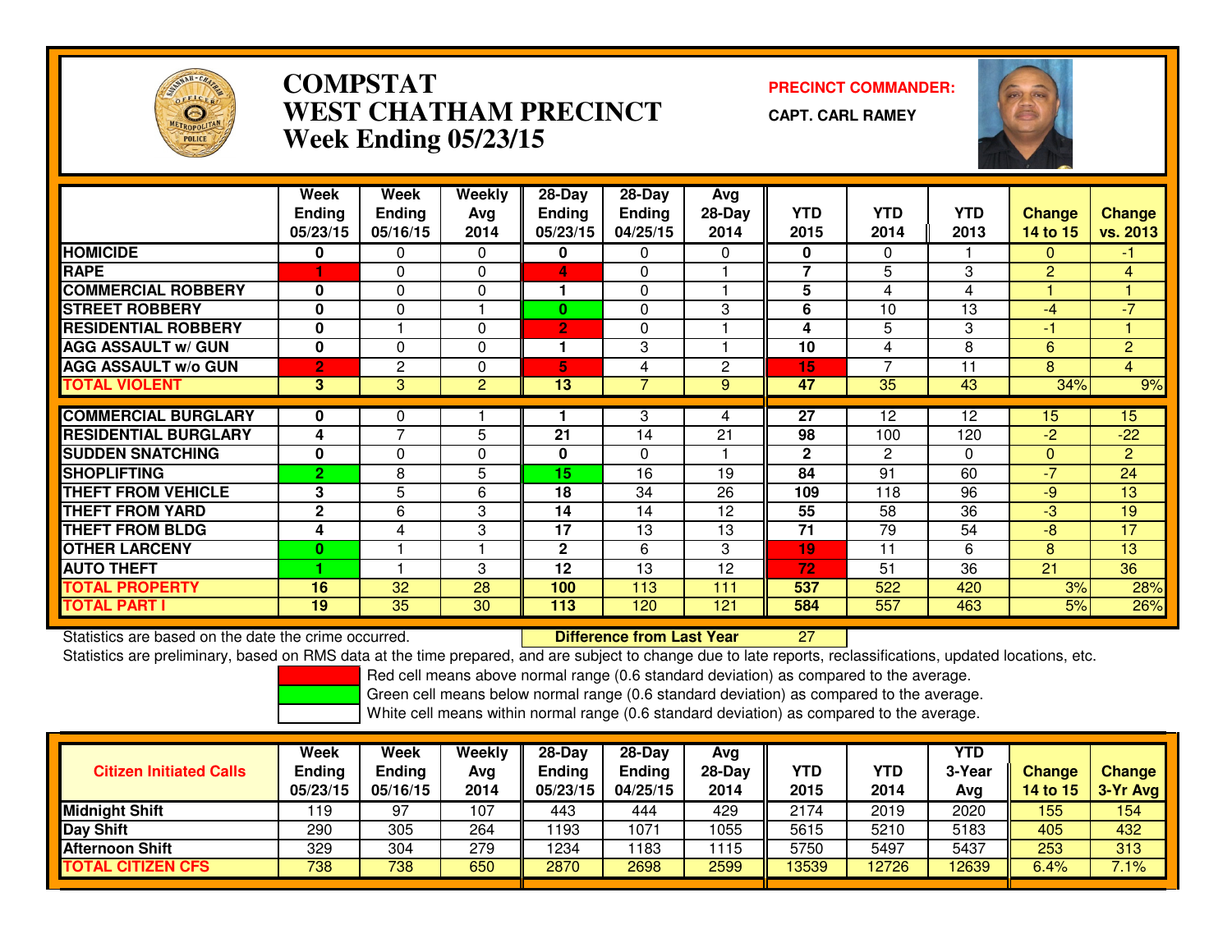# COMPSTAT
# WEST CHATHAM PRECINCT
# Week Ending 05/23/15

**PRECINCT COMMANDER:**

**CAPT. CARL RAMEY**

| | Week Ending 05/23/15 | Week Ending 05/16/15 | Weekly Avg 2014 | 28-Day Ending 05/23/15 | 28-Day Ending 04/25/15 | Avg 28-Day 2014 | YTD 2015 | YTD 2014 | YTD 2013 | Change 14 to 15 | Change vs. 2013 |
|---|---|---|---|---|---|---|---|---|---|---|---|
| HOMICIDE | 0 | 0 | 0 | 0 | 0 | 0 | 0 | 0 | 1 | 0 | -1 |
| RAPE | 1 | 0 | 0 | 4 | 0 | 1 | 7 | 5 | 3 | 2 | 4 |
| COMMERCIAL ROBBERY | 0 | 0 | 0 | 1 | 0 | 1 | 5 | 4 | 4 | 1 | 1 |
| STREET ROBBERY | 0 | 0 | 1 | 0 | 0 | 3 | 6 | 10 | 13 | -4 | -7 |
| RESIDENTIAL ROBBERY | 0 | 1 | 0 | 2 | 0 | 1 | 4 | 5 | 3 | -1 | 1 |
| AGG ASSAULT w/ GUN | 0 | 0 | 0 | 1 | 3 | 1 | 10 | 4 | 8 | 6 | 2 |
| AGG ASSAULT w/o GUN | 2 | 2 | 0 | 5 | 4 | 2 | 15 | 7 | 11 | 8 | 4 |
| TOTAL VIOLENT | 3 | 3 | 2 | 13 | 7 | 9 | 47 | 35 | 43 | 34% | 9% |
| COMMERCIAL BURGLARY | 0 | 0 | 1 | 1 | 3 | 4 | 27 | 12 | 12 | 15 | 15 |
| RESIDENTIAL BURGLARY | 4 | 7 | 5 | 21 | 14 | 21 | 98 | 100 | 120 | -2 | -22 |
| SUDDEN SNATCHING | 0 | 0 | 0 | 0 | 0 | 1 | 2 | 2 | 0 | 0 | 2 |
| SHOPLIFTING | 2 | 8 | 5 | 15 | 16 | 19 | 84 | 91 | 60 | -7 | 24 |
| THEFT FROM VEHICLE | 3 | 5 | 6 | 18 | 34 | 26 | 109 | 118 | 96 | -9 | 13 |
| THEFT FROM YARD | 2 | 6 | 3 | 14 | 14 | 12 | 55 | 58 | 36 | -3 | 19 |
| THEFT FROM BLDG | 4 | 4 | 3 | 17 | 13 | 13 | 71 | 79 | 54 | -8 | 17 |
| OTHER LARCENY | 0 | 1 | 1 | 2 | 6 | 3 | 19 | 11 | 6 | 8 | 13 |
| AUTO THEFT | 1 | 1 | 3 | 12 | 13 | 12 | 72 | 51 | 36 | 21 | 36 |
| TOTAL PROPERTY | 16 | 32 | 28 | 100 | 113 | 111 | 537 | 522 | 420 | 3% | 28% |
| TOTAL PART I | 19 | 35 | 30 | 113 | 120 | 121 | 584 | 557 | 463 | 5% | 26% |

Statistics are based on the date the crime occurred. **Difference from Last Year** 27

Statistics are preliminary, based on RMS data at the time prepared, and are subject to change due to late reports, reclassifications, updated locations, etc.

Red cell means above normal range (0.6 standard deviation) as compared to the average.
Green cell means below normal range (0.6 standard deviation) as compared to the average.
White cell means within normal range (0.6 standard deviation) as compared to the average.

| Citizen Initiated Calls | Week Ending 05/23/15 | Week Ending 05/16/15 | Weekly Avg 2014 | 28-Day Ending 05/23/15 | 28-Day Ending 04/25/15 | Avg 28-Day 2014 | YTD 2015 | YTD 2014 | YTD 3-Year Avg | Change 14 to 15 | Change 3-Yr Avg |
|---|---|---|---|---|---|---|---|---|---|---|---|
| Midnight Shift | 119 | 97 | 107 | 443 | 444 | 429 | 2174 | 2019 | 2020 | 155 | 154 |
| Day Shift | 290 | 305 | 264 | 1193 | 1071 | 1055 | 5615 | 5210 | 5183 | 405 | 432 |
| Afternoon Shift | 329 | 304 | 279 | 1234 | 1183 | 1115 | 5750 | 5497 | 5437 | 253 | 313 |
| TOTAL CITIZEN CFS | 738 | 738 | 650 | 2870 | 2698 | 2599 | 13539 | 12726 | 12639 | 6.4% | 7.1% |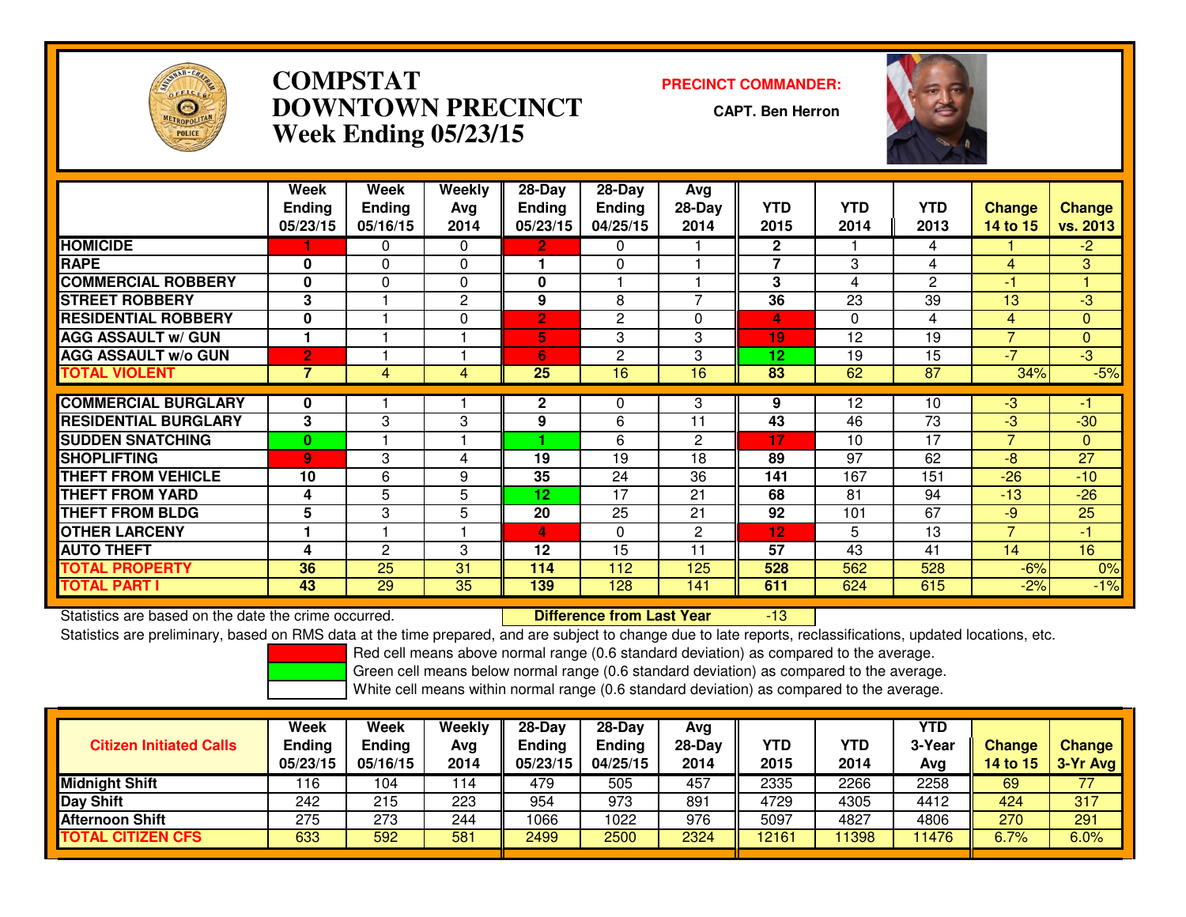# COMPSTAT
# DOWNTOWN PRECINCT
## Week Ending 05/23/15

**PRECINCT COMMANDER:**

**CAPT. Ben Herron**

| | Week Ending 05/23/15 | Week Ending 05/16/15 | Weekly Avg 2014 | 28-Day Ending 05/23/15 | 28-Day Ending 04/25/15 | Avg 28-Day 2014 | YTD 2015 | YTD 2014 | YTD 2013 | Change 14 to 15 | Change vs. 2013 |
|---|---|---|---|---|---|---|---|---|---|---|---|
| HOMICIDE | 1 | 0 | 0 | 2 | 0 | 1 | 2 | 1 | 4 | 1 | -2 |
| RAPE | 0 | 0 | 0 | 1 | 0 | 1 | 7 | 3 | 4 | 4 | 3 |
| COMMERCIAL ROBBERY | 0 | 0 | 0 | 0 | 1 | 1 | 3 | 4 | 2 | -1 | 1 |
| STREET ROBBERY | 3 | 1 | 2 | 9 | 8 | 7 | 36 | 23 | 39 | 13 | -3 |
| RESIDENTIAL ROBBERY | 0 | 1 | 0 | 2 | 2 | 0 | 4 | 0 | 4 | 4 | 0 |
| AGG ASSAULT w/ GUN | 1 | 1 | 1 | 5 | 3 | 3 | 19 | 12 | 19 | 7 | 0 |
| AGG ASSAULT w/o GUN | 2 | 1 | 1 | 6 | 2 | 3 | 12 | 19 | 15 | -7 | -3 |
| TOTAL VIOLENT | 7 | 4 | 4 | 25 | 16 | 16 | 83 | 62 | 87 | 34% | -5% |
| COMMERCIAL BURGLARY | 0 | 1 | 1 | 2 | 0 | 3 | 9 | 12 | 10 | -3 | -1 |
| RESIDENTIAL BURGLARY | 3 | 3 | 3 | 9 | 6 | 11 | 43 | 46 | 73 | -3 | -30 |
| SUDDEN SNATCHING | 0 | 1 | 1 | 1 | 6 | 2 | 17 | 10 | 17 | 7 | 0 |
| SHOPLIFTING | 9 | 3 | 4 | 19 | 19 | 18 | 89 | 97 | 62 | -8 | 27 |
| THEFT FROM VEHICLE | 10 | 6 | 9 | 35 | 24 | 36 | 141 | 167 | 151 | -26 | -10 |
| THEFT FROM YARD | 4 | 5 | 5 | 12 | 17 | 21 | 68 | 81 | 94 | -13 | -26 |
| THEFT FROM BLDG | 5 | 3 | 5 | 20 | 25 | 21 | 92 | 101 | 67 | -9 | 25 |
| OTHER LARCENY | 1 | 1 | 1 | 4 | 0 | 2 | 12 | 5 | 13 | 7 | -1 |
| AUTO THEFT | 4 | 2 | 3 | 12 | 15 | 11 | 57 | 43 | 41 | 14 | 16 |
| TOTAL PROPERTY | 36 | 25 | 31 | 114 | 112 | 125 | 528 | 562 | 528 | -6% | 0% |
| TOTAL PART I | 43 | 29 | 35 | 139 | 128 | 141 | 611 | 624 | 615 | -2% | -1% |

Statistics are based on the date the crime occurred. **Difference from Last Year** -13

Statistics are preliminary, based on RMS data at the time prepared, and are subject to change due to late reports, reclassifications, updated locations, etc.

Red cell means above normal range (0.6 standard deviation) as compared to the average.
Green cell means below normal range (0.6 standard deviation) as compared to the average.
White cell means within normal range (0.6 standard deviation) as compared to the average.

| Citizen Initiated Calls | Week Ending 05/23/15 | Week Ending 05/16/15 | Weekly Avg 2014 | 28-Day Ending 05/23/15 | 28-Day Ending 04/25/15 | Avg 28-Day 2014 | YTD 2015 | YTD 2014 | YTD 3-Year Avg | Change 14 to 15 | Change 3-Yr Avg |
|---|---|---|---|---|---|---|---|---|---|---|---|
| Midnight Shift | 116 | 104 | 114 | 479 | 505 | 457 | 2335 | 2266 | 2258 | 69 | 77 |
| Day Shift | 242 | 215 | 223 | 954 | 973 | 891 | 4729 | 4305 | 4412 | 424 | 317 |
| Afternoon Shift | 275 | 273 | 244 | 1066 | 1022 | 976 | 5097 | 4827 | 4806 | 270 | 291 |
| TOTAL CITIZEN CFS | 633 | 592 | 581 | 2499 | 2500 | 2324 | 12161 | 11398 | 11476 | 6.7% | 6.0% |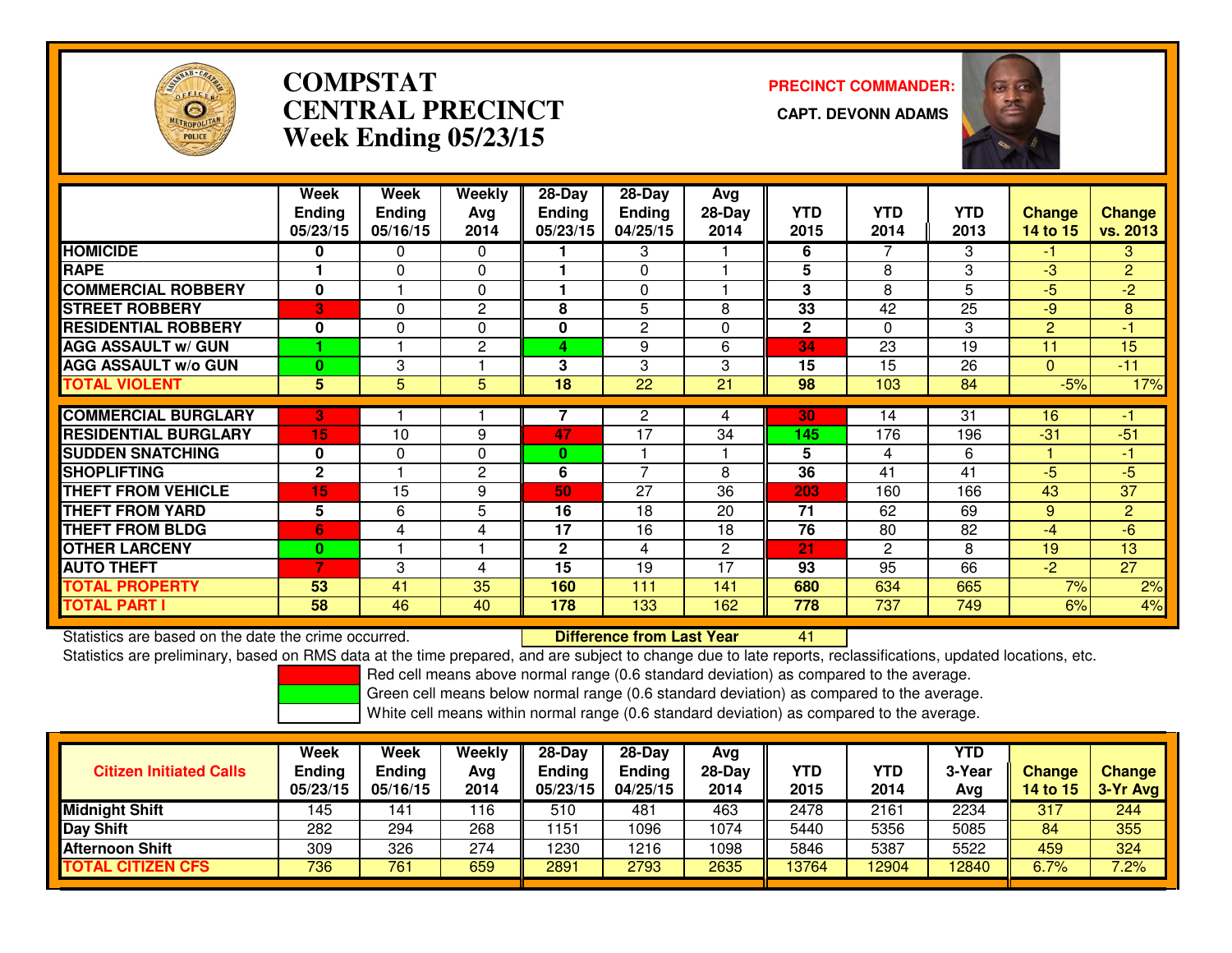# COMPSTAT
# CENTRAL PRECINCT
# Week Ending 05/23/15

**PRECINCT COMMANDER:**

**CAPT. DEVONN ADAMS**

| | Week Ending 05/23/15 | Week Ending 05/16/15 | Weekly Avg 2014 | 28-Day Ending 05/23/15 | 28-Day Ending 04/25/15 | Avg 28-Day 2014 | YTD 2015 | YTD 2014 | YTD 2013 | Change 14 to 15 | Change vs. 2013 |
|---|---|---|---|---|---|---|---|---|---|---|---|
| HOMICIDE | 0 | 0 | 0 | 1 | 3 | 1 | 6 | 7 | 3 | -1 | 3 |
| RAPE | 1 | 0 | 0 | 1 | 0 | 1 | 5 | 8 | 3 | -3 | 2 |
| COMMERCIAL ROBBERY | 0 | 1 | 0 | 1 | 0 | 1 | 3 | 8 | 5 | -5 | -2 |
| STREET ROBBERY | 3 | 0 | 2 | 8 | 5 | 8 | 33 | 42 | 25 | -9 | 8 |
| RESIDENTIAL ROBBERY | 0 | 0 | 0 | 0 | 2 | 0 | 2 | 0 | 3 | 2 | -1 |
| AGG ASSAULT w/ GUN | 1 | 1 | 2 | 4 | 9 | 6 | 34 | 23 | 19 | 11 | 15 |
| AGG ASSAULT w/o GUN | 0 | 3 | 1 | 3 | 3 | 3 | 15 | 15 | 26 | 0 | -11 |
| TOTAL VIOLENT | 5 | 5 | 5 | 18 | 22 | 21 | 98 | 103 | 84 | -5% | 17% |
| COMMERCIAL BURGLARY | 3 | 1 | 1 | 7 | 2 | 4 | 30 | 14 | 31 | 16 | -1 |
| RESIDENTIAL BURGLARY | 15 | 10 | 9 | 47 | 17 | 34 | 145 | 176 | 196 | -31 | -51 |
| SUDDEN SNATCHING | 0 | 0 | 0 | 0 | 1 | 1 | 5 | 4 | 6 | 1 | -1 |
| SHOPLIFTING | 2 | 1 | 2 | 6 | 7 | 8 | 36 | 41 | 41 | -5 | -5 |
| THEFT FROM VEHICLE | 15 | 15 | 9 | 50 | 27 | 36 | 203 | 160 | 166 | 43 | 37 |
| THEFT FROM YARD | 5 | 6 | 5 | 16 | 18 | 20 | 71 | 62 | 69 | 9 | 2 |
| THEFT FROM BLDG | 6 | 4 | 4 | 17 | 16 | 18 | 76 | 80 | 82 | -4 | -6 |
| OTHER LARCENY | 0 | 1 | 1 | 2 | 4 | 2 | 21 | 2 | 8 | 19 | 13 |
| AUTO THEFT | 7 | 3 | 4 | 15 | 19 | 17 | 93 | 95 | 66 | -2 | 27 |
| TOTAL PROPERTY | 53 | 41 | 35 | 160 | 111 | 141 | 680 | 634 | 665 | 7% | 2% |
| TOTAL PART I | 58 | 46 | 40 | 178 | 133 | 162 | 778 | 737 | 749 | 6% | 4% |

Statistics are based on the date the crime occurred. **Difference from Last Year** 41

Statistics are preliminary, based on RMS data at the time prepared, and are subject to change due to late reports, reclassifications, updated locations, etc.

Red cell means above normal range (0.6 standard deviation) as compared to the average.

Green cell means below normal range (0.6 standard deviation) as compared to the average.

White cell means within normal range (0.6 standard deviation) as compared to the average.

| Citizen Initiated Calls | Week Ending 05/23/15 | Week Ending 05/16/15 | Weekly Avg 2014 | 28-Day Ending 05/23/15 | 28-Day Ending 04/25/15 | Avg 28-Day 2014 | YTD 2015 | YTD 2014 | YTD 3-Year Avg | Change 14 to 15 | Change 3-Yr Avg |
|---|---|---|---|---|---|---|---|---|---|---|---|
| Midnight Shift | 145 | 141 | 116 | 510 | 481 | 463 | 2478 | 2161 | 2234 | 317 | 244 |
| Day Shift | 282 | 294 | 268 | 1151 | 1096 | 1074 | 5440 | 5356 | 5085 | 84 | 355 |
| Afternoon Shift | 309 | 326 | 274 | 1230 | 1216 | 1098 | 5846 | 5387 | 5522 | 459 | 324 |
| TOTAL CITIZEN CFS | 736 | 761 | 659 | 2891 | 2793 | 2635 | 13764 | 12904 | 12840 | 6.7% | 7.2% |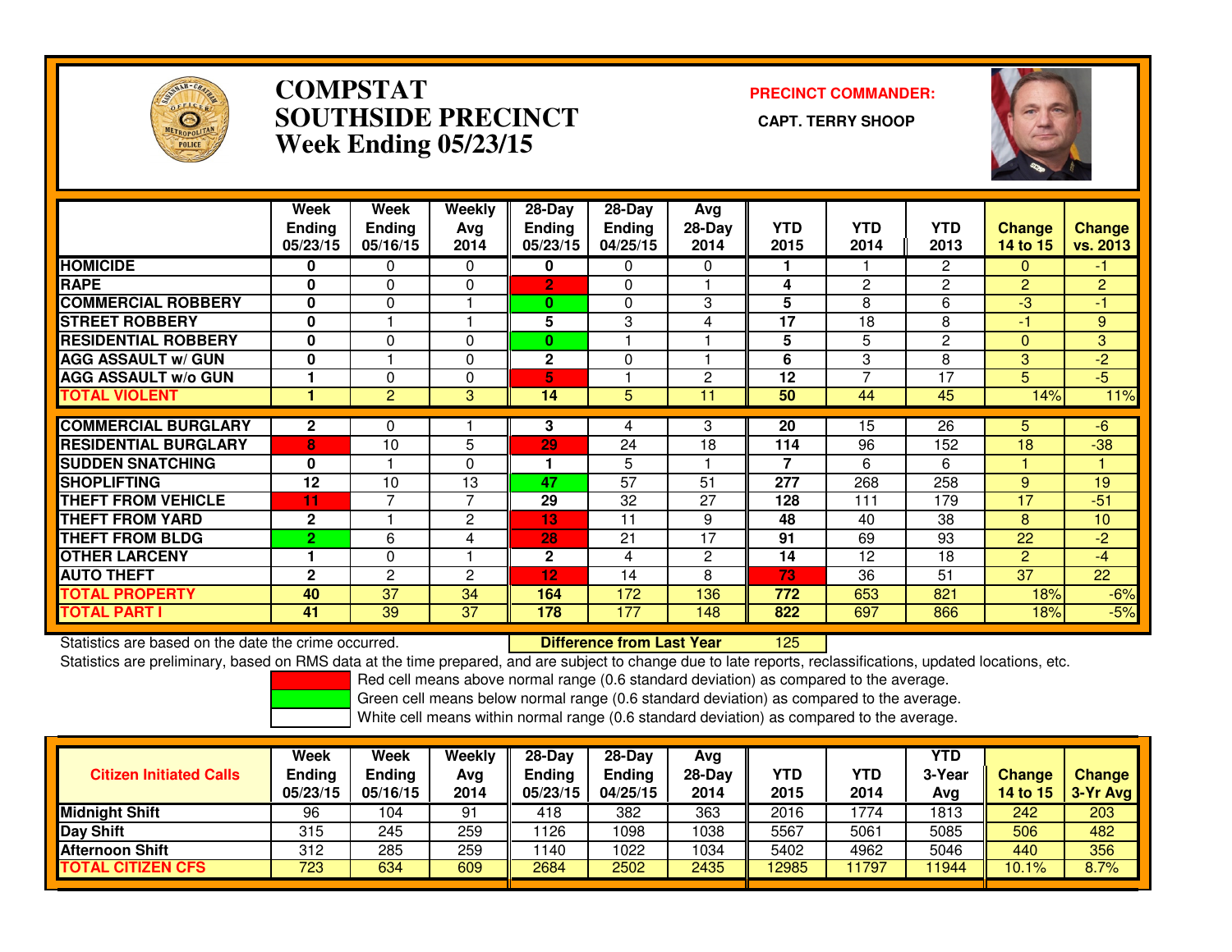# COMPSTAT
# SOUTHSIDE PRECINCT
# Week Ending 05/23/15

**PRECINCT COMMANDER:**

**CAPT. TERRY SHOOP**

| | Week Ending 05/23/15 | Week Ending 05/16/15 | Weekly Avg 2014 | 28-Day Ending 05/23/15 | 28-Day Ending 04/25/15 | Avg 28-Day 2014 | YTD 2015 | YTD 2014 | YTD 2013 | Change 14 to 15 | Change vs. 2013 |
|---|---|---|---|---|---|---|---|---|---|---|---|
| HOMICIDE | 0 | 0 | 0 | 0 | 0 | 0 | 1 | 1 | 2 | 0 | -1 |
| RAPE | 0 | 0 | 0 | 2 | 0 | 1 | 4 | 2 | 2 | 2 | 2 |
| COMMERCIAL ROBBERY | 0 | 0 | 1 | 0 | 0 | 3 | 5 | 8 | 6 | -3 | -1 |
| STREET ROBBERY | 0 | 1 | 1 | 5 | 3 | 4 | 17 | 18 | 8 | -1 | 9 |
| RESIDENTIAL ROBBERY | 0 | 0 | 0 | 0 | 1 | 1 | 5 | 5 | 2 | 0 | 3 |
| AGG ASSAULT w/ GUN | 0 | 1 | 0 | 2 | 0 | 1 | 6 | 3 | 8 | 3 | -2 |
| AGG ASSAULT w/o GUN | 1 | 0 | 0 | 5 | 1 | 2 | 12 | 7 | 17 | 5 | -5 |
| TOTAL VIOLENT | 1 | 2 | 3 | 14 | 5 | 11 | 50 | 44 | 45 | 14% | 11% |
| COMMERCIAL BURGLARY | 2 | 0 | 1 | 3 | 4 | 3 | 20 | 15 | 26 | 5 | -6 |
| RESIDENTIAL BURGLARY | 8 | 10 | 5 | 29 | 24 | 18 | 114 | 96 | 152 | 18 | -38 |
| SUDDEN SNATCHING | 0 | 1 | 0 | 1 | 5 | 1 | 7 | 6 | 6 | 1 | 1 |
| SHOPLIFTING | 12 | 10 | 13 | 47 | 57 | 51 | 277 | 268 | 258 | 9 | 19 |
| THEFT FROM VEHICLE | 11 | 7 | 7 | 29 | 32 | 27 | 128 | 111 | 179 | 17 | -51 |
| THEFT FROM YARD | 2 | 1 | 2 | 13 | 11 | 9 | 48 | 40 | 38 | 8 | 10 |
| THEFT FROM BLDG | 2 | 6 | 4 | 28 | 21 | 17 | 91 | 69 | 93 | 22 | -2 |
| OTHER LARCENY | 1 | 0 | 1 | 2 | 4 | 2 | 14 | 12 | 18 | 2 | -4 |
| AUTO THEFT | 2 | 2 | 2 | 12 | 14 | 8 | 73 | 36 | 51 | 37 | 22 |
| TOTAL PROPERTY | 40 | 37 | 34 | 164 | 172 | 136 | 772 | 653 | 821 | 18% | -6% |
| TOTAL PART I | 41 | 39 | 37 | 178 | 177 | 148 | 822 | 697 | 866 | 18% | -5% |

Statistics are based on the date the crime occurred. **Difference from Last Year** 125

Statistics are preliminary, based on RMS data at the time prepared, and are subject to change due to late reports, reclassifications, updated locations, etc.

Red cell means above normal range (0.6 standard deviation) as compared to the average.
Green cell means below normal range (0.6 standard deviation) as compared to the average.
White cell means within normal range (0.6 standard deviation) as compared to the average.

| Citizen Initiated Calls | Week Ending 05/23/15 | Week Ending 05/16/15 | Weekly Avg 2014 | 28-Day Ending 05/23/15 | 28-Day Ending 04/25/15 | Avg 28-Day 2014 | YTD 2015 | YTD 2014 | YTD 3-Year Avg | Change 14 to 15 | Change 3-Yr Avg |
|---|---|---|---|---|---|---|---|---|---|---|---|
| Midnight Shift | 96 | 104 | 91 | 418 | 382 | 363 | 2016 | 1774 | 1813 | 242 | 203 |
| Day Shift | 315 | 245 | 259 | 1126 | 1098 | 1038 | 5567 | 5061 | 5085 | 506 | 482 |
| Afternoon Shift | 312 | 285 | 259 | 1140 | 1022 | 1034 | 5402 | 4962 | 5046 | 440 | 356 |
| TOTAL CITIZEN CFS | 723 | 634 | 609 | 2684 | 2502 | 2435 | 12985 | 11797 | 11944 | 10.1% | 8.7% |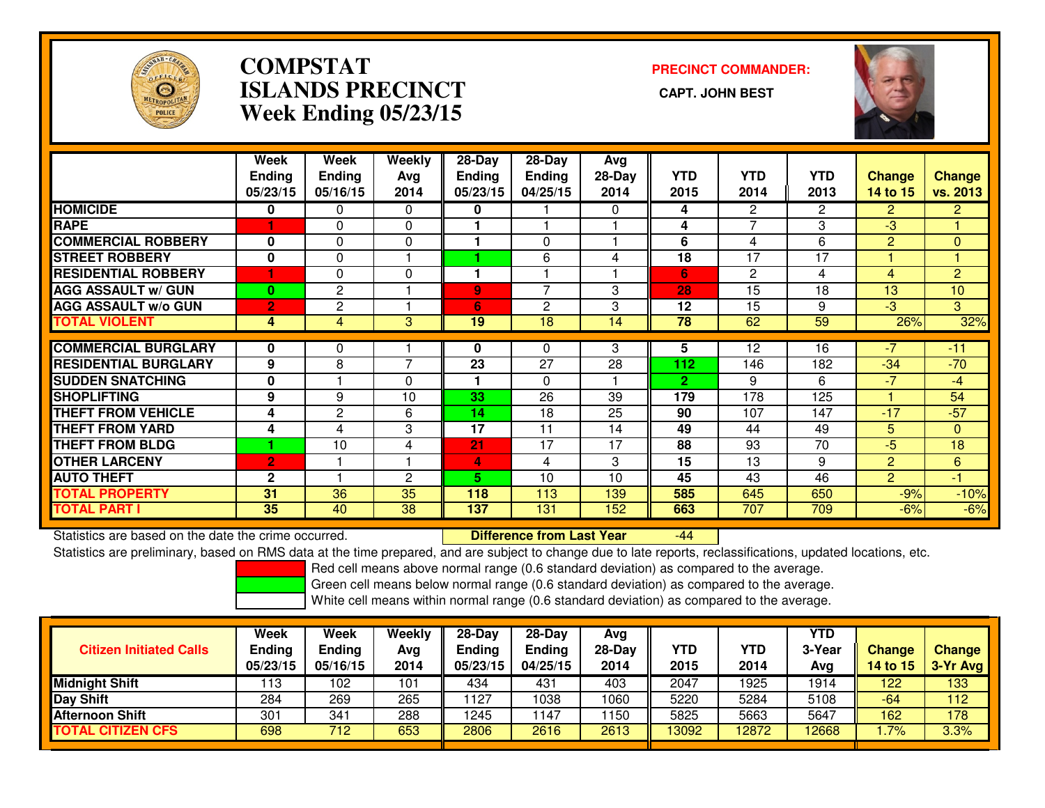# COMPSTAT
# ISLANDS PRECINCT
# Week Ending 05/23/15

**PRECINCT COMMANDER:**

**CAPT. JOHN BEST**

| | Week Ending 05/23/15 | Week Ending 05/16/15 | Weekly Avg 2014 | 28-Day Ending 05/23/15 | 28-Day Ending 04/25/15 | Avg 28-Day 2014 | YTD 2015 | YTD 2014 | YTD 2013 | Change 14 to 15 | Change vs. 2013 |
|---|---|---|---|---|---|---|---|---|---|---|---|
| HOMICIDE | 0 | 0 | 0 | 0 | 1 | 0 | 4 | 2 | 2 | 2 | 2 |
| RAPE | 1 | 0 | 0 | 1 | 1 | 1 | 4 | 7 | 3 | -3 | 1 |
| COMMERCIAL ROBBERY | 0 | 0 | 0 | 1 | 0 | 1 | 6 | 4 | 6 | 2 | 0 |
| STREET ROBBERY | 0 | 0 | 1 | 1 | 6 | 4 | 18 | 17 | 17 | 1 | 1 |
| RESIDENTIAL ROBBERY | 1 | 0 | 0 | 1 | 1 | 1 | 6 | 2 | 4 | 4 | 2 |
| AGG ASSAULT w/ GUN | 0 | 2 | 1 | 9 | 7 | 3 | 28 | 15 | 18 | 13 | 10 |
| AGG ASSAULT w/o GUN | 2 | 2 | 1 | 6 | 2 | 3 | 12 | 15 | 9 | -3 | 3 |
| TOTAL VIOLENT | 4 | 4 | 3 | 19 | 18 | 14 | 78 | 62 | 59 | 26% | 32% |
| COMMERCIAL BURGLARY | 0 | 0 | 1 | 0 | 0 | 3 | 5 | 12 | 16 | -7 | -11 |
| RESIDENTIAL BURGLARY | 9 | 8 | 7 | 23 | 27 | 28 | 112 | 146 | 182 | -34 | -70 |
| SUDDEN SNATCHING | 0 | 1 | 0 | 1 | 0 | 1 | 2 | 9 | 6 | -7 | -4 |
| SHOPLIFTING | 9 | 9 | 10 | 33 | 26 | 39 | 179 | 178 | 125 | 1 | 54 |
| THEFT FROM VEHICLE | 4 | 2 | 6 | 14 | 18 | 25 | 90 | 107 | 147 | -17 | -57 |
| THEFT FROM YARD | 4 | 4 | 3 | 17 | 11 | 14 | 49 | 44 | 49 | 5 | 0 |
| THEFT FROM BLDG | 1 | 10 | 4 | 21 | 17 | 17 | 88 | 93 | 70 | -5 | 18 |
| OTHER LARCENY | 2 | 1 | 1 | 4 | 4 | 3 | 15 | 13 | 9 | 2 | 6 |
| AUTO THEFT | 2 | 1 | 2 | 5 | 10 | 10 | 45 | 43 | 46 | 2 | -1 |
| TOTAL PROPERTY | 31 | 36 | 35 | 118 | 113 | 139 | 585 | 645 | 650 | -9% | -10% |
| TOTAL PART I | 35 | 40 | 38 | 137 | 131 | 152 | 663 | 707 | 709 | -6% | -6% |

Statistics are based on the date the crime occurred. **Difference from Last Year** -44

Statistics are preliminary, based on RMS data at the time prepared, and are subject to change due to late reports, reclassifications, updated locations, etc.

Red cell means above normal range (0.6 standard deviation) as compared to the average.

Green cell means below normal range (0.6 standard deviation) as compared to the average.

White cell means within normal range (0.6 standard deviation) as compared to the average.

| Citizen Initiated Calls | Week Ending 05/23/15 | Week Ending 05/16/15 | Weekly Avg 2014 | 28-Day Ending 05/23/15 | 28-Day Ending 04/25/15 | Avg 28-Day 2014 | YTD 2015 | YTD 2014 | YTD 3-Year Avg | Change 14 to 15 | Change 3-Yr Avg |
|---|---|---|---|---|---|---|---|---|---|---|---|
| Midnight Shift | 113 | 102 | 101 | 434 | 431 | 403 | 2047 | 1925 | 1914 | 122 | 133 |
| Day Shift | 284 | 269 | 265 | 1127 | 1038 | 1060 | 5220 | 5284 | 5108 | -64 | 112 |
| Afternoon Shift | 301 | 341 | 288 | 1245 | 1147 | 1150 | 5825 | 5663 | 5647 | 162 | 178 |
| TOTAL CITIZEN CFS | 698 | 712 | 653 | 2806 | 2616 | 2613 | 13092 | 12872 | 12668 | 1.7% | 3.3% |